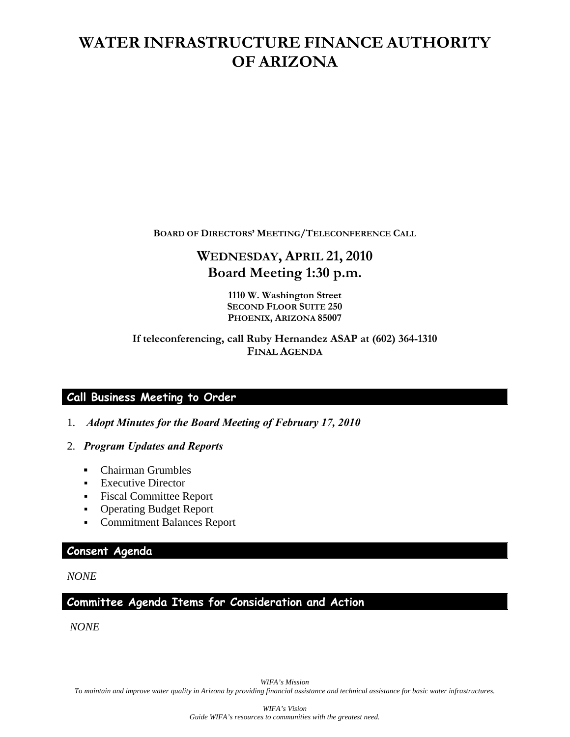# WATER INFRASTRUCTURE FINANCE AUTHORITY OF ARIZONA

**BOARD OF DIRECTORS' MEETING/TELECONFERENCE CALL**

## WEDNESDAY, APRIL 21, 2010
## Board Meeting 1:30 p.m.

**1110 W. Washington Street**
**SECOND FLOOR SUITE 250**
**PHOENIX, ARIZONA 85007**

**If teleconferencing, call Ruby Hernandez ASAP at (602) 364-1310**
**FINAL AGENDA**

### Call Business Meeting to Order

1. ***Adopt Minutes for the Board Meeting of February 17, 2010***

2. ***Program Updates and Reports***

   - Chairman Grumbles
   - Executive Director
   - Fiscal Committee Report
   - Operating Budget Report
   - Commitment Balances Report

### Consent Agenda

*NONE*

### Committee Agenda Items for Consideration and Action

*NONE*

*WIFA's Mission*
*To maintain and improve water quality in Arizona by providing financial assistance and technical assistance for basic water infrastructures.*

*WIFA's Vision*
*Guide WIFA's resources to communities with the greatest need.*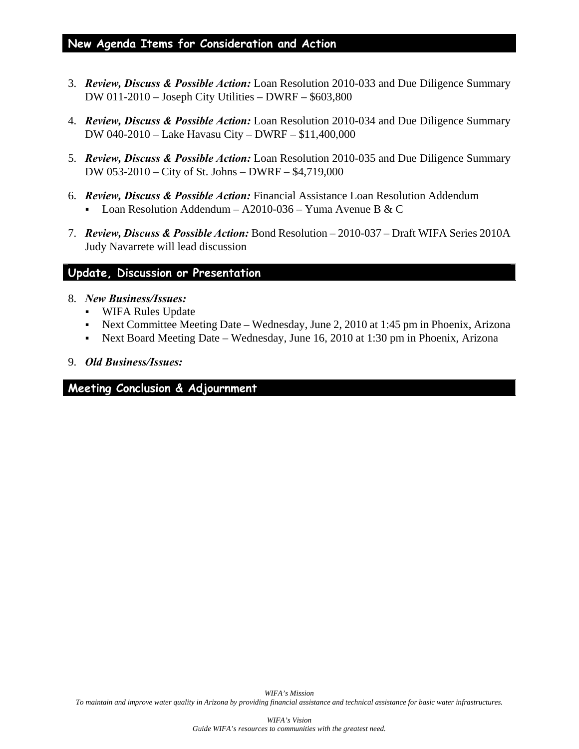## New Agenda Items for Consideration and Action

3. ***Review, Discuss & Possible Action:*** Loan Resolution 2010-033 and Due Diligence Summary DW 011-2010 – Joseph City Utilities – DWRF – $603,800

4. ***Review, Discuss & Possible Action:*** Loan Resolution 2010-034 and Due Diligence Summary DW 040-2010 – Lake Havasu City – DWRF – $11,400,000

5. ***Review, Discuss & Possible Action:*** Loan Resolution 2010-035 and Due Diligence Summary DW 053-2010 – City of St. Johns – DWRF – $4,719,000

6. ***Review, Discuss & Possible Action:*** Financial Assistance Loan Resolution Addendum
   - Loan Resolution Addendum – A2010-036 – Yuma Avenue B & C

7. ***Review, Discuss & Possible Action:*** Bond Resolution – 2010-037 – Draft WIFA Series 2010A Judy Navarrete will lead discussion

## Update, Discussion or Presentation

8. ***New Business/Issues:***
   - WIFA Rules Update
   - Next Committee Meeting Date – Wednesday, June 2, 2010 at 1:45 pm in Phoenix, Arizona
   - Next Board Meeting Date – Wednesday, June 16, 2010 at 1:30 pm in Phoenix, Arizona

9. ***Old Business/Issues:***

## Meeting Conclusion & Adjournment

*WIFA's Mission*
*To maintain and improve water quality in Arizona by providing financial assistance and technical assistance for basic water infrastructures.*

*WIFA's Vision*
*Guide WIFA's resources to communities with the greatest need.*